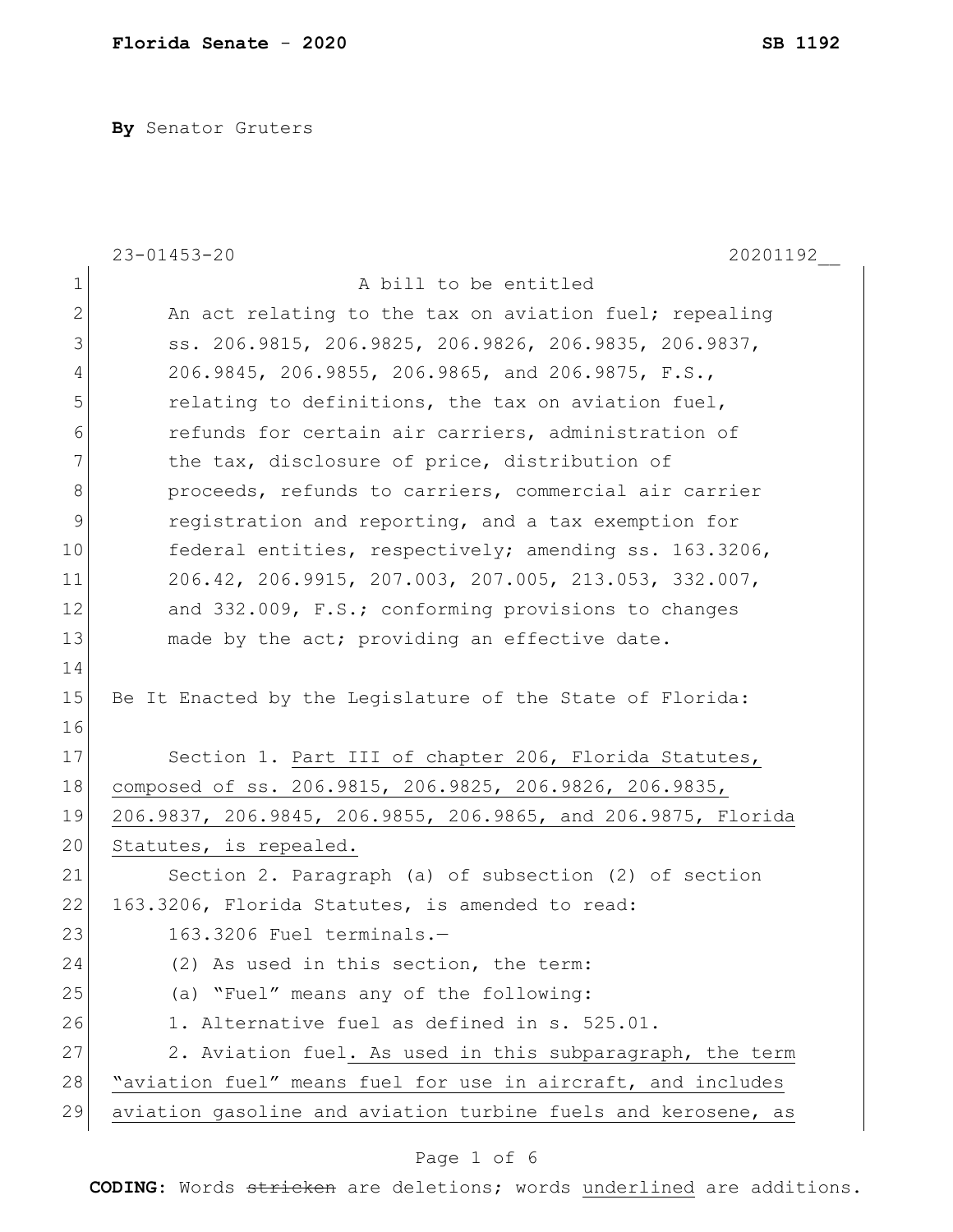**Florida Senate - 2020** **SB 1192**

**By** Senator Gruters

23-01453-20 20201192__

1 A bill to be entitled
2 An act relating to the tax on aviation fuel; repealing
3 ss. 206.9815, 206.9825, 206.9826, 206.9835, 206.9837,
4 206.9845, 206.9855, 206.9865, and 206.9875, F.S.,
5 relating to definitions, the tax on aviation fuel,
6 refunds for certain air carriers, administration of
7 the tax, disclosure of price, distribution of
8 proceeds, refunds to carriers, commercial air carrier
9 registration and reporting, and a tax exemption for
10 federal entities, respectively; amending ss. 163.3206,
11 206.42, 206.9915, 207.003, 207.005, 213.053, 332.007,
12 and 332.009, F.S.; conforming provisions to changes
13 made by the act; providing an effective date.
14
15 Be It Enacted by the Legislature of the State of Florida:
16
17 Section 1. <u>Part III of chapter 206, Florida Statutes,</u>
18 <u>composed of ss. 206.9815, 206.9825, 206.9826, 206.9835,</u>
19 <u>206.9837, 206.9845, 206.9855, 206.9865, and 206.9875, Florida</u>
20 <u>Statutes, is repealed.</u>
21 Section 2. Paragraph (a) of subsection (2) of section
22 163.3206, Florida Statutes, is amended to read:
23 163.3206 Fuel terminals.—
24 (2) As used in this section, the term:
25 (a) "Fuel" means any of the following:
26 1. Alternative fuel as defined in s. 525.01.
27 2. Aviation fuel<u>. As used in this subparagraph, the term</u>
28 <u>"aviation fuel" means fuel for use in aircraft, and includes</u>
29 <u>aviation gasoline and aviation turbine fuels and kerosene, as</u>

**CODING:** Words ~~stricken~~ are deletions; words <u>underlined</u> are additions.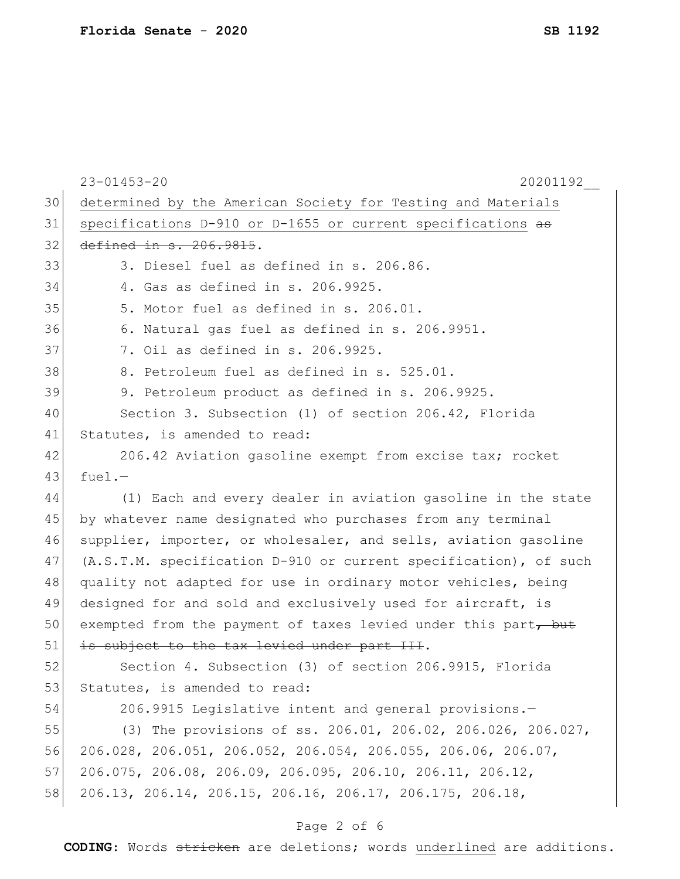determined by the American Society for Testing and Materials specifications D-910 or D-1655 or current specifications ~~as defined in s. 206.9815~~.

3. Diesel fuel as defined in s. 206.86.

4. Gas as defined in s. 206.9925.

5. Motor fuel as defined in s. 206.01.

6. Natural gas fuel as defined in s. 206.9951.

7. Oil as defined in s. 206.9925.

8. Petroleum fuel as defined in s. 525.01.

9. Petroleum product as defined in s. 206.9925.

Section 3. Subsection (1) of section 206.42, Florida Statutes, is amended to read:

206.42 Aviation gasoline exempt from excise tax; rocket fuel.—

(1) Each and every dealer in aviation gasoline in the state by whatever name designated who purchases from any terminal supplier, importer, or wholesaler, and sells, aviation gasoline (A.S.T.M. specification D-910 or current specification), of such quality not adapted for use in ordinary motor vehicles, being designed for and sold and exclusively used for aircraft, is exempted from the payment of taxes levied under this part~~, but is subject to the tax levied under part III~~.

Section 4. Subsection (3) of section 206.9915, Florida Statutes, is amended to read:

206.9915 Legislative intent and general provisions.—

(3) The provisions of ss. 206.01, 206.02, 206.026, 206.027, 206.028, 206.051, 206.052, 206.054, 206.055, 206.06, 206.07, 206.075, 206.08, 206.09, 206.095, 206.10, 206.11, 206.12, 206.13, 206.14, 206.15, 206.16, 206.17, 206.175, 206.18,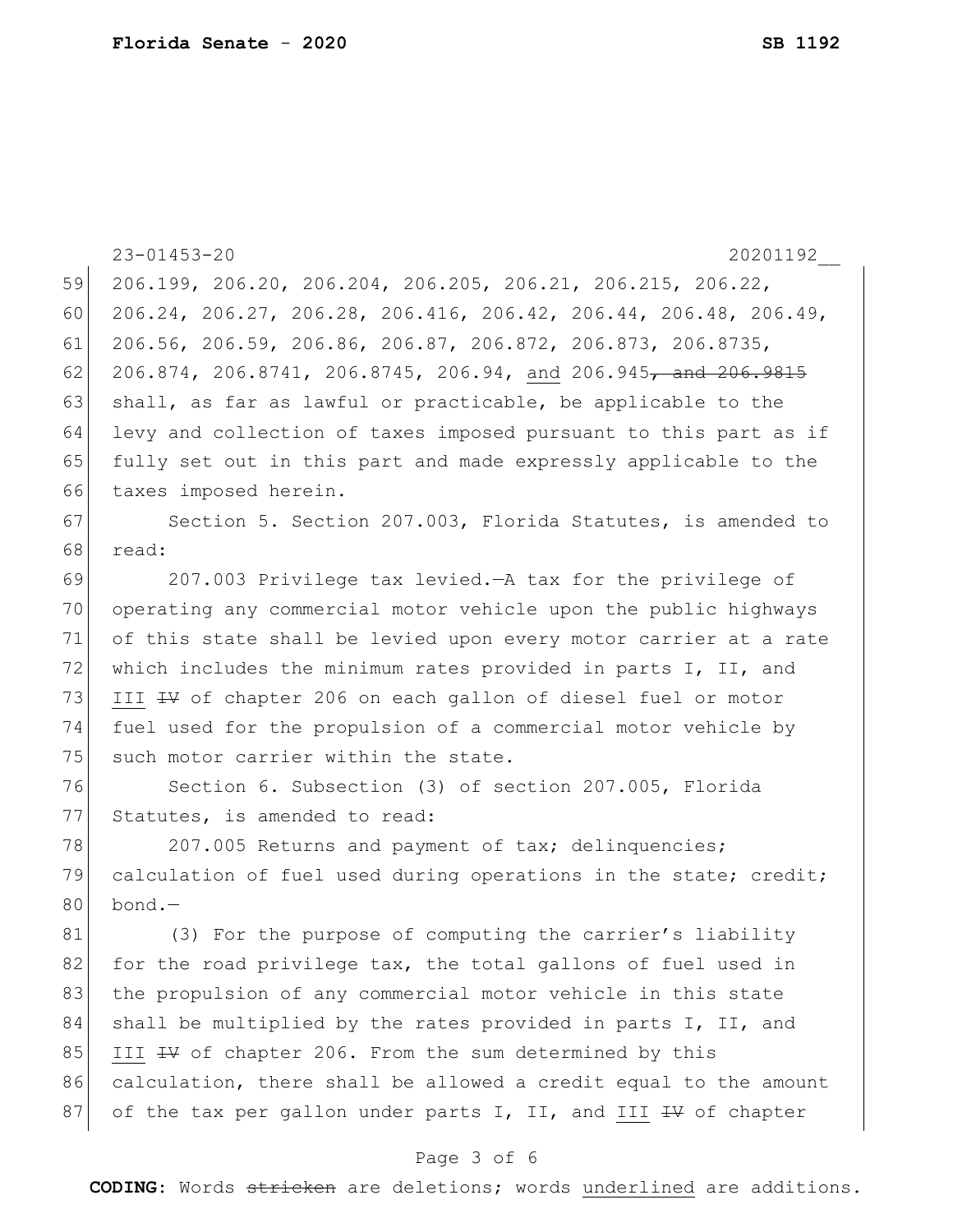206.199, 206.20, 206.204, 206.205, 206.21, 206.215, 206.22, 206.24, 206.27, 206.28, 206.416, 206.42, 206.44, 206.48, 206.49, 206.56, 206.59, 206.86, 206.87, 206.872, 206.873, 206.8735, 206.874, 206.8741, 206.8745, 206.94, <u>and</u> 206.945~~, and 206.9815~~ shall, as far as lawful or practicable, be applicable to the levy and collection of taxes imposed pursuant to this part as if fully set out in this part and made expressly applicable to the taxes imposed herein.

Section 5. Section 207.003, Florida Statutes, is amended to read:

207.003 Privilege tax levied.—A tax for the privilege of operating any commercial motor vehicle upon the public highways of this state shall be levied upon every motor carrier at a rate which includes the minimum rates provided in parts I, II, and <u>III</u> ~~IV~~ of chapter 206 on each gallon of diesel fuel or motor fuel used for the propulsion of a commercial motor vehicle by such motor carrier within the state.

Section 6. Subsection (3) of section 207.005, Florida Statutes, is amended to read:

207.005 Returns and payment of tax; delinquencies; calculation of fuel used during operations in the state; credit; bond.—

(3) For the purpose of computing the carrier's liability for the road privilege tax, the total gallons of fuel used in the propulsion of any commercial motor vehicle in this state shall be multiplied by the rates provided in parts I, II, and <u>III</u> ~~IV~~ of chapter 206. From the sum determined by this calculation, there shall be allowed a credit equal to the amount of the tax per gallon under parts I, II, and <u>III</u> ~~IV~~ of chapter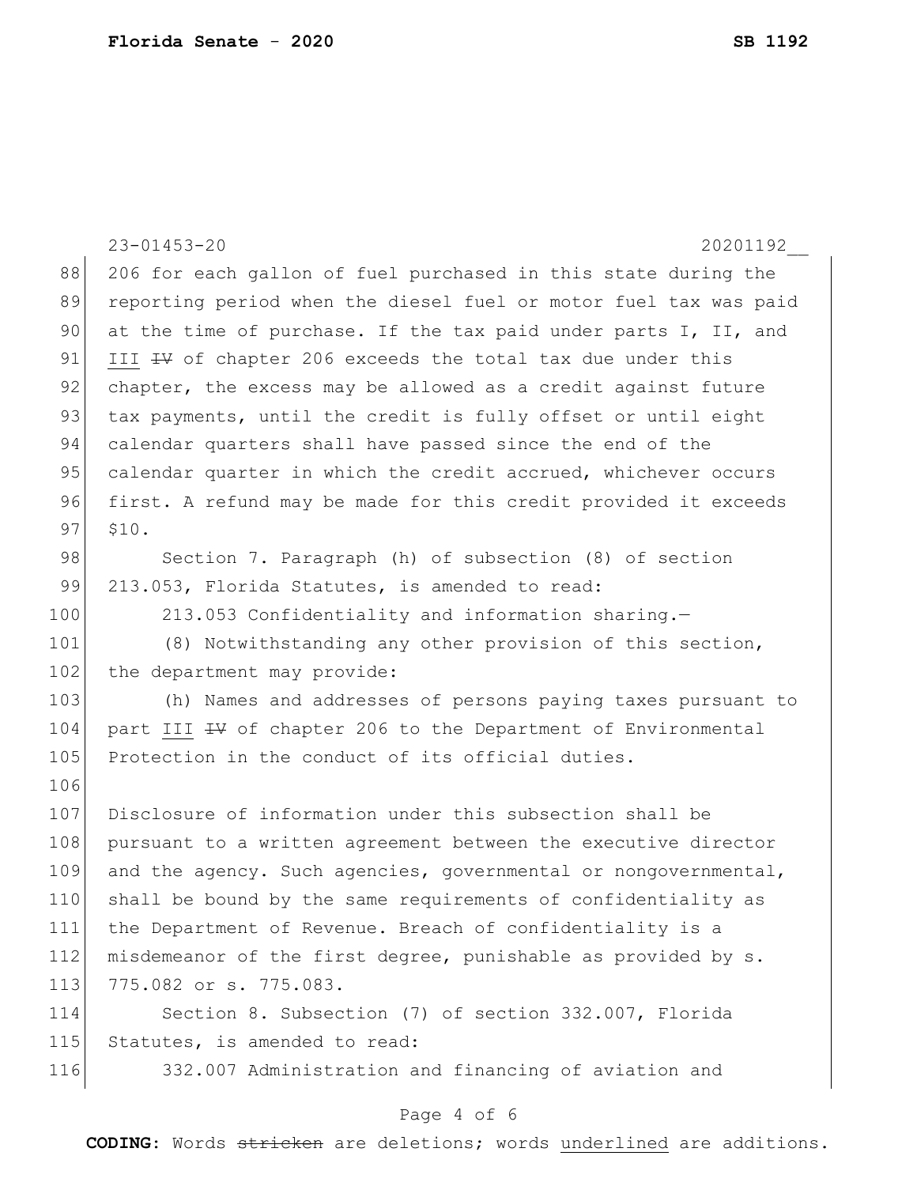206 for each gallon of fuel purchased in this state during the reporting period when the diesel fuel or motor fuel tax was paid at the time of purchase. If the tax paid under parts I, II, and <u>III</u> ~~IV~~ of chapter 206 exceeds the total tax due under this chapter, the excess may be allowed as a credit against future tax payments, until the credit is fully offset or until eight calendar quarters shall have passed since the end of the calendar quarter in which the credit accrued, whichever occurs first. A refund may be made for this credit provided it exceeds $10.

Section 7. Paragraph (h) of subsection (8) of section 213.053, Florida Statutes, is amended to read:

213.053 Confidentiality and information sharing.—

(8) Notwithstanding any other provision of this section, the department may provide:

(h) Names and addresses of persons paying taxes pursuant to part <u>III</u> ~~IV~~ of chapter 206 to the Department of Environmental Protection in the conduct of its official duties.

Disclosure of information under this subsection shall be pursuant to a written agreement between the executive director and the agency. Such agencies, governmental or nongovernmental, shall be bound by the same requirements of confidentiality as the Department of Revenue. Breach of confidentiality is a misdemeanor of the first degree, punishable as provided by s. 775.082 or s. 775.083.

Section 8. Subsection (7) of section 332.007, Florida Statutes, is amended to read:

332.007 Administration and financing of aviation and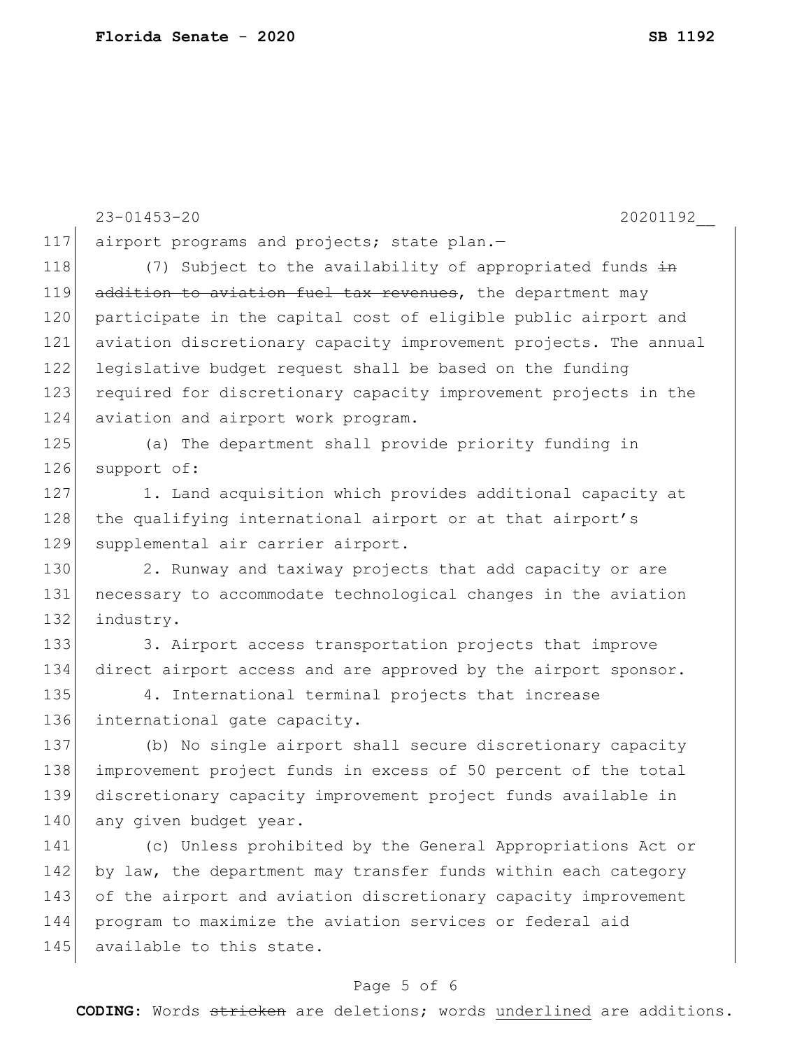airport programs and projects; state plan.—

(7) Subject to the availability of appropriated funds ~~in addition to aviation fuel tax revenues~~, the department may participate in the capital cost of eligible public airport and aviation discretionary capacity improvement projects. The annual legislative budget request shall be based on the funding required for discretionary capacity improvement projects in the aviation and airport work program.

(a) The department shall provide priority funding in support of:

1. Land acquisition which provides additional capacity at the qualifying international airport or at that airport's supplemental air carrier airport.

2. Runway and taxiway projects that add capacity or are necessary to accommodate technological changes in the aviation industry.

3. Airport access transportation projects that improve direct airport access and are approved by the airport sponsor.

4. International terminal projects that increase international gate capacity.

(b) No single airport shall secure discretionary capacity improvement project funds in excess of 50 percent of the total discretionary capacity improvement project funds available in any given budget year.

(c) Unless prohibited by the General Appropriations Act or by law, the department may transfer funds within each category of the airport and aviation discretionary capacity improvement program to maximize the aviation services or federal aid available to this state.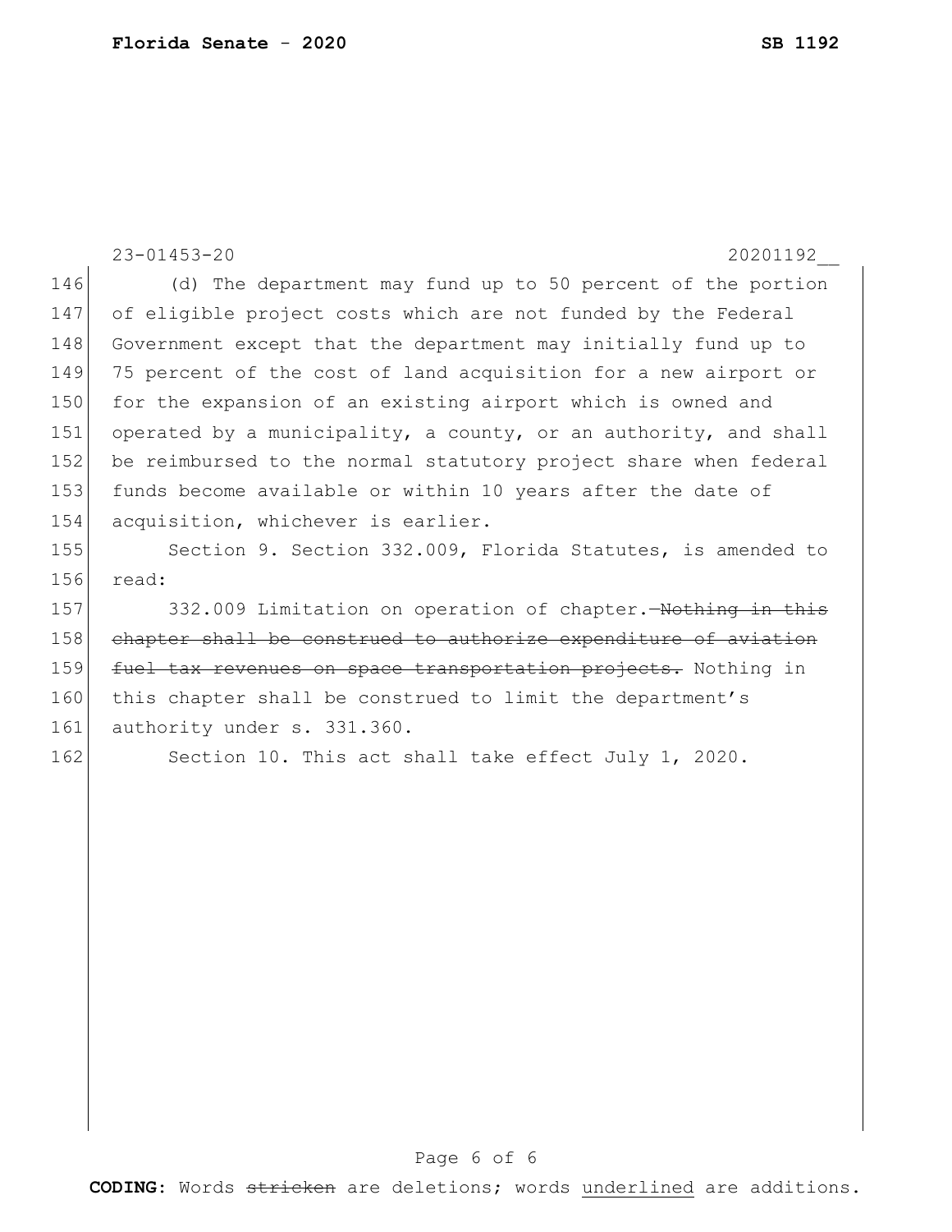(d) The department may fund up to 50 percent of the portion of eligible project costs which are not funded by the Federal Government except that the department may initially fund up to 75 percent of the cost of land acquisition for a new airport or for the expansion of an existing airport which is owned and operated by a municipality, a county, or an authority, and shall be reimbursed to the normal statutory project share when federal funds become available or within 10 years after the date of acquisition, whichever is earlier.

Section 9. Section 332.009, Florida Statutes, is amended to read:

332.009 Limitation on operation of chapter.—~~Nothing in this chapter shall be construed to authorize expenditure of aviation fuel tax revenues on space transportation projects.~~ Nothing in this chapter shall be construed to limit the department's authority under s. 331.360.

Section 10. This act shall take effect July 1, 2020.